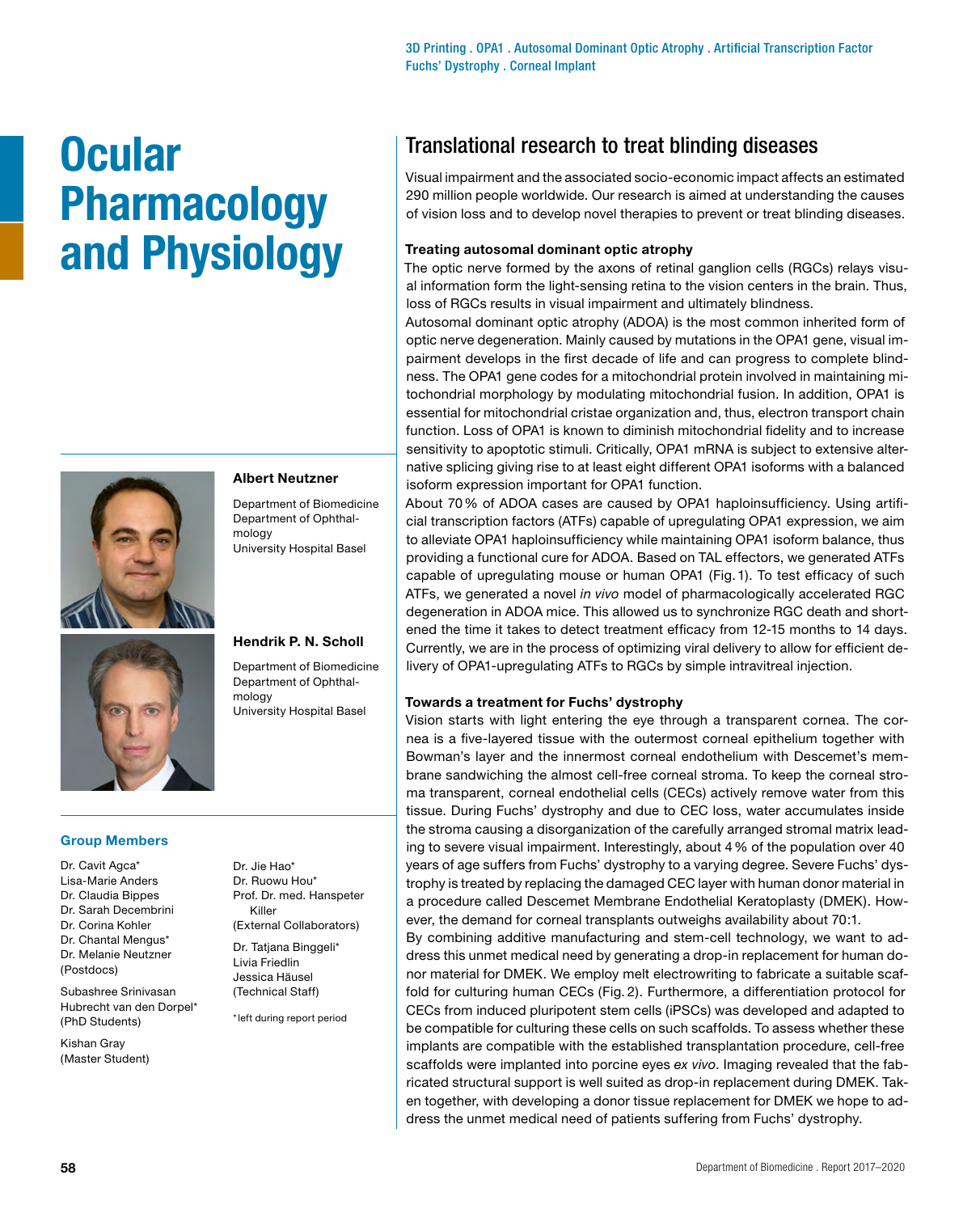3D Printing . OPA1 . Autosomal Dominant Optic Atrophy . Artificial Transcription Factor
Fuchs' Dystrophy . Corneal Implant

# Ocular Pharmacology and Physiology

**Albert Neutzner**

Department of Biomedicine
Department of Ophthalmology
University Hospital Basel

**Hendrik P. N. Scholl**

Department of Biomedicine
Department of Ophthalmology
University Hospital Basel

### Group Members

Dr. Cavit Agca*
Lisa-Marie Anders
Dr. Claudia Bippes
Dr. Sarah Decembrini
Dr. Corina Kohler
Dr. Chantal Mengus*
Dr. Melanie Neutzner
(Postdocs)

Subashree Srinivasan
Hubrecht van den Dorpel*
(PhD Students)

Kishan Gray
(Master Student)

Dr. Jie Hao*
Dr. Ruowu Hou*
Prof. Dr. med. Hanspeter Killer
(External Collaborators)

Dr. Tatjana Binggeli*
Livia Friedlin
Jessica Häusel
(Technical Staff)

*left during report period

## Translational research to treat blinding diseases

Visual impairment and the associated socio-economic impact affects an estimated 290 million people worldwide. Our research is aimed at understanding the causes of vision loss and to develop novel therapies to prevent or treat blinding diseases.

**Treating autosomal dominant optic atrophy**

The optic nerve formed by the axons of retinal ganglion cells (RGCs) relays visual information form the light-sensing retina to the vision centers in the brain. Thus, loss of RGCs results in visual impairment and ultimately blindness.

Autosomal dominant optic atrophy (ADOA) is the most common inherited form of optic nerve degeneration. Mainly caused by mutations in the OPA1 gene, visual impairment develops in the first decade of life and can progress to complete blindness. The OPA1 gene codes for a mitochondrial protein involved in maintaining mitochondrial morphology by modulating mitochondrial fusion. In addition, OPA1 is essential for mitochondrial cristae organization and, thus, electron transport chain function. Loss of OPA1 is known to diminish mitochondrial fidelity and to increase sensitivity to apoptotic stimuli. Critically, OPA1 mRNA is subject to extensive alternative splicing giving rise to at least eight different OPA1 isoforms with a balanced isoform expression important for OPA1 function.

About 70 % of ADOA cases are caused by OPA1 haploinsufficiency. Using artificial transcription factors (ATFs) capable of upregulating OPA1 expression, we aim to alleviate OPA1 haploinsufficiency while maintaining OPA1 isoform balance, thus providing a functional cure for ADOA. Based on TAL effectors, we generated ATFs capable of upregulating mouse or human OPA1 (Fig. 1). To test efficacy of such ATFs, we generated a novel *in vivo* model of pharmacologically accelerated RGC degeneration in ADOA mice. This allowed us to synchronize RGC death and shortened the time it takes to detect treatment efficacy from 12-15 months to 14 days. Currently, we are in the process of optimizing viral delivery to allow for efficient delivery of OPA1-upregulating ATFs to RGCs by simple intravitreal injection.

**Towards a treatment for Fuchs' dystrophy**

Vision starts with light entering the eye through a transparent cornea. The cornea is a five-layered tissue with the outermost corneal epithelium together with Bowman's layer and the innermost corneal endothelium with Descemet's membrane sandwiching the almost cell-free corneal stroma. To keep the corneal stroma transparent, corneal endothelial cells (CECs) actively remove water from this tissue. During Fuchs' dystrophy and due to CEC loss, water accumulates inside the stroma causing a disorganization of the carefully arranged stromal matrix leading to severe visual impairment. Interestingly, about 4 % of the population over 40 years of age suffers from Fuchs' dystrophy to a varying degree. Severe Fuchs' dystrophy is treated by replacing the damaged CEC layer with human donor material in a procedure called Descemet Membrane Endothelial Keratoplasty (DMEK). However, the demand for corneal transplants outweighs availability about 70:1.

By combining additive manufacturing and stem-cell technology, we want to address this unmet medical need by generating a drop-in replacement for human donor material for DMEK. We employ melt electrowriting to fabricate a suitable scaffold for culturing human CECs (Fig. 2). Furthermore, a differentiation protocol for CECs from induced pluripotent stem cells (iPSCs) was developed and adapted to be compatible for culturing these cells on such scaffolds. To assess whether these implants are compatible with the established transplantation procedure, cell-free scaffolds were implanted into porcine eyes *ex vivo*. Imaging revealed that the fabricated structural support is well suited as drop-in replacement during DMEK. Taken together, with developing a donor tissue replacement for DMEK we hope to address the unmet medical need of patients suffering from Fuchs' dystrophy.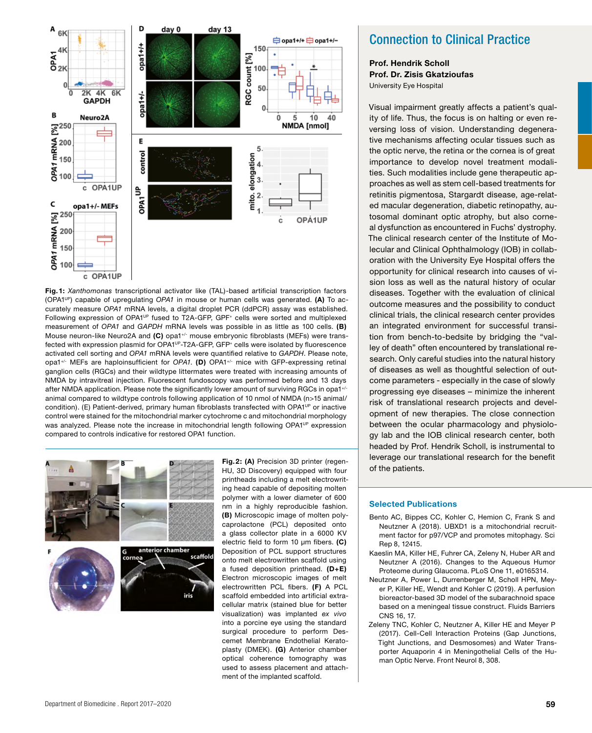A
OPA1
6K
4K
2K
0
0 2K 4K 6K
GAPDH

B
Neuro2A
OPA1 mRNA [%]
250
200
150
100
c OPA1UP

C
opa1+/- MEFs
OPA1 mRNA [%]
250
200
150
100
c OPA1UP

D
day 0 day 13
opa1+/+
opa1+/-
opa1+/+ opa1+/-
RGC count [%]
150
100
50
0
0 5 10 40
NMDA [nmol]

E
control
OPA1UP
mito. elongation
5
4
3
2
1
c OPA1UP

**Fig. 1:** *Xanthomonas* transcriptional activator like (TAL)-based artificial transcription factors ($OPA1^{UP}$) capable of upregulating *OPA1* in mouse or human cells was generated. **(A)** To accurately measure *OPA1* mRNA levels, a digital droplet PCR (ddPCR) assay was established. Following expression of $OPA1^{UP}$ fused to T2A-GFP, $GFP^{+}$ cells were sorted and multiplexed measurement of *OPA1* and *GAPDH* mRNA levels was possible in as little as 100 cells. **(B)** Mouse neuron-like Neuro2A and **(C)** $opa1^{+/-}$ mouse embryonic fibroblasts (MEFs) were transfected with expression plasmid for $OPA1^{UP}$-T2A-GFP, $GFP^{+}$ cells were isolated by fluorescence activated cell sorting and *OPA1* mRNA levels were quantified relative to *GAPDH*. Please note, $opa1^{+/-}$ MEFs are haploinsufficient for *OPA1*. **(D)** $OPA1^{+/-}$ mice with GFP-expressing retinal ganglion cells (RGCs) and their wildtype littermates were treated with increasing amounts of NMDA by intravitreal injection. Fluorescent fundoscopy was performed before and 13 days after NMDA application. Please note the significantly lower amount of surviving RGCs in $opa1^{+/-}$ animal compared to wildtype controls following application of 10 nmol of NMDA (n>15 animal/condition). (E) Patient-derived, primary human fibroblasts transfected with $OPA1^{UP}$ or inactive control were stained for the mitochondrial marker cytochrome c and mitochondrial morphology was analyzed. Please note the increase in mitochondrial length following $OPA1^{UP}$ expression compared to controls indicative for restored OPA1 function.

A B C D E F G
anterior chamber
cornea
scaffold
iris

**Fig. 2: (A)** Precision 3D printer (regenHU, 3D Discovery) equipped with four printheads including a melt electrowriting head capable of depositing molten polymer with a lower diameter of 600 nm in a highly reproducible fashion. **(B)** Microscopic image of molten polycaprolactone (PCL) deposited onto a glass collector plate in a 6000 KV electric field to form 10 µm fibers. **(C)** Deposition of PCL support structures onto melt electrowritten scaffold using a fused deposition printhead. **(D+E)** Electron microscopic images of melt electrowritten PCL fibers. **(F)** A PCL scaffold embedded into artificial extracellular matrix (stained blue for better visualization) was implanted *ex vivo* into a porcine eye using the standard surgical procedure to perform Descemet Membrane Endothelial Keratoplasty (DMEK). **(G)** Anterior chamber optical coherence tomography was used to assess placement and attachment of the implanted scaffold.

## Connection to Clinical Practice

**Prof. Hendrik Scholl**
**Prof. Dr. Zisis Gkatzioufas**
University Eye Hospital

Visual impairment greatly affects a patient's quality of life. Thus, the focus is on halting or even reversing loss of vision. Understanding degenerative mechanisms affecting ocular tissues such as the optic nerve, the retina or the cornea is of great importance to develop novel treatment modalities. Such modalities include gene therapeutic approaches as well as stem cell-based treatments for retinitis pigmentosa, Stargardt disease, age-related macular degeneration, diabetic retinopathy, autosomal dominant optic atrophy, but also corneal dysfunction as encountered in Fuchs' dystrophy. The clinical research center of the Institute of Molecular and Clinical Ophthalmology (IOB) in collaboration with the University Eye Hospital offers the opportunity for clinical research into causes of vision loss as well as the natural history of ocular diseases. Together with the evaluation of clinical outcome measures and the possibility to conduct clinical trials, the clinical research center provides an integrated environment for successful transition from bench-to-bedside by bridging the "valley of death" often encountered by translational research. Only careful studies into the natural history of diseases as well as thoughtful selection of outcome parameters - especially in the case of slowly progressing eye diseases – minimize the inherent risk of translational research projects and development of new therapies. The close connection between the ocular pharmacology and physiology lab and the IOB clinical research center, both headed by Prof. Hendrik Scholl, is instrumental to leverage our translational research for the benefit of the patients.

### Selected Publications

Bento AC, Bippes CC, Kohler C, Hemion C, Frank S and Neutzner A (2018). UBXD1 is a mitochondrial recruitment factor for p97/VCP and promotes mitophagy. Sci Rep 8, 12415.

Kaeslin MA, Killer HE, Fuhrer CA, Zeleny N, Huber AR and Neutzner A (2016). Changes to the Aqueous Humor Proteome during Glaucoma. PLoS One 11, e0165314.

Neutzner A, Power L, Durrenberger M, Scholl HPN, Meyer P, Killer HE, Wendt and Kohler C (2019). A perfusion bioreactor-based 3D model of the subarachnoid space based on a meningeal tissue construct. Fluids Barriers CNS 16, 17.

Zeleny TNC, Kohler C, Neutzner A, Killer HE and Meyer P (2017). Cell-Cell Interaction Proteins (Gap Junctions, Tight Junctions, and Desmosomes) and Water Transporter Aquaporin 4 in Meningothelial Cells of the Human Optic Nerve. Front Neurol 8, 308.